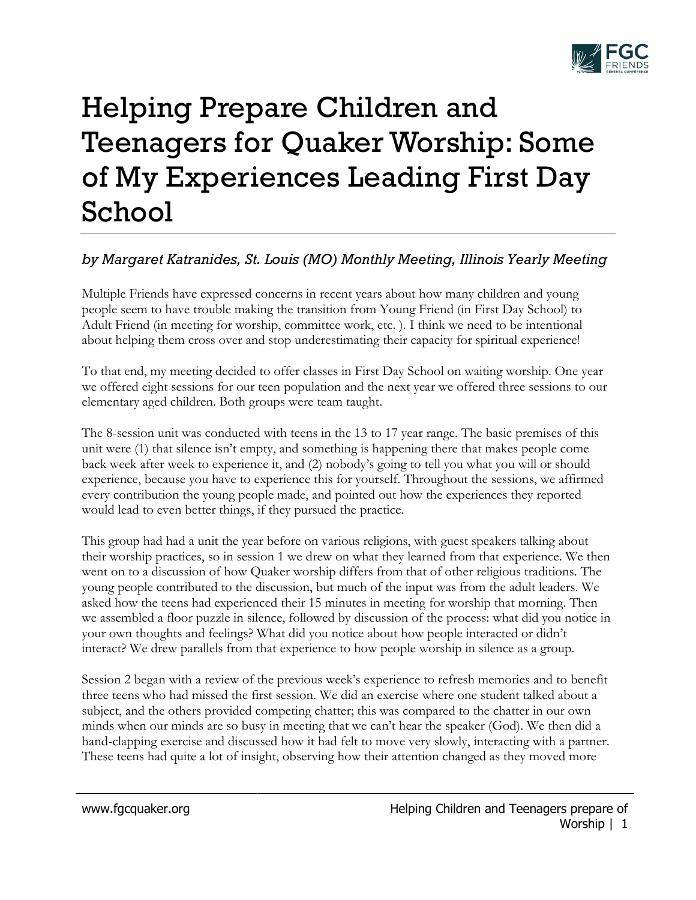# Helping Prepare Children and Teenagers for Quaker Worship: Some of My Experiences Leading First Day School

*by Margaret Katranides, St. Louis (MO) Monthly Meeting, Illinois Yearly Meeting*

Multiple Friends have expressed concerns in recent years about how many children and young people seem to have trouble making the transition from Young Friend (in First Day School) to Adult Friend (in meeting for worship, committee work, etc. ). I think we need to be intentional about helping them cross over and stop underestimating their capacity for spiritual experience!

To that end, my meeting decided to offer classes in First Day School on waiting worship. One year we offered eight sessions for our teen population and the next year we offered three sessions to our elementary aged children. Both groups were team taught.

The 8-session unit was conducted with teens in the 13 to 17 year range. The basic premises of this unit were (1) that silence isn't empty, and something is happening there that makes people come back week after week to experience it, and (2) nobody's going to tell you what you will or should experience, because you have to experience this for yourself. Throughout the sessions, we affirmed every contribution the young people made, and pointed out how the experiences they reported would lead to even better things, if they pursued the practice.

This group had had a unit the year before on various religions, with guest speakers talking about their worship practices, so in session 1 we drew on what they learned from that experience. We then went on to a discussion of how Quaker worship differs from that of other religious traditions. The young people contributed to the discussion, but much of the input was from the adult leaders. We asked how the teens had experienced their 15 minutes in meeting for worship that morning. Then we assembled a floor puzzle in silence, followed by discussion of the process: what did you notice in your own thoughts and feelings? What did you notice about how people interacted or didn't interact? We drew parallels from that experience to how people worship in silence as a group.

Session 2 began with a review of the previous week's experience to refresh memories and to benefit three teens who had missed the first session. We did an exercise where one student talked about a subject, and the others provided competing chatter; this was compared to the chatter in our own minds when our minds are so busy in meeting that we can't hear the speaker (God). We then did a hand-clapping exercise and discussed how it had felt to move very slowly, interacting with a partner. These teens had quite a lot of insight, observing how their attention changed as they moved more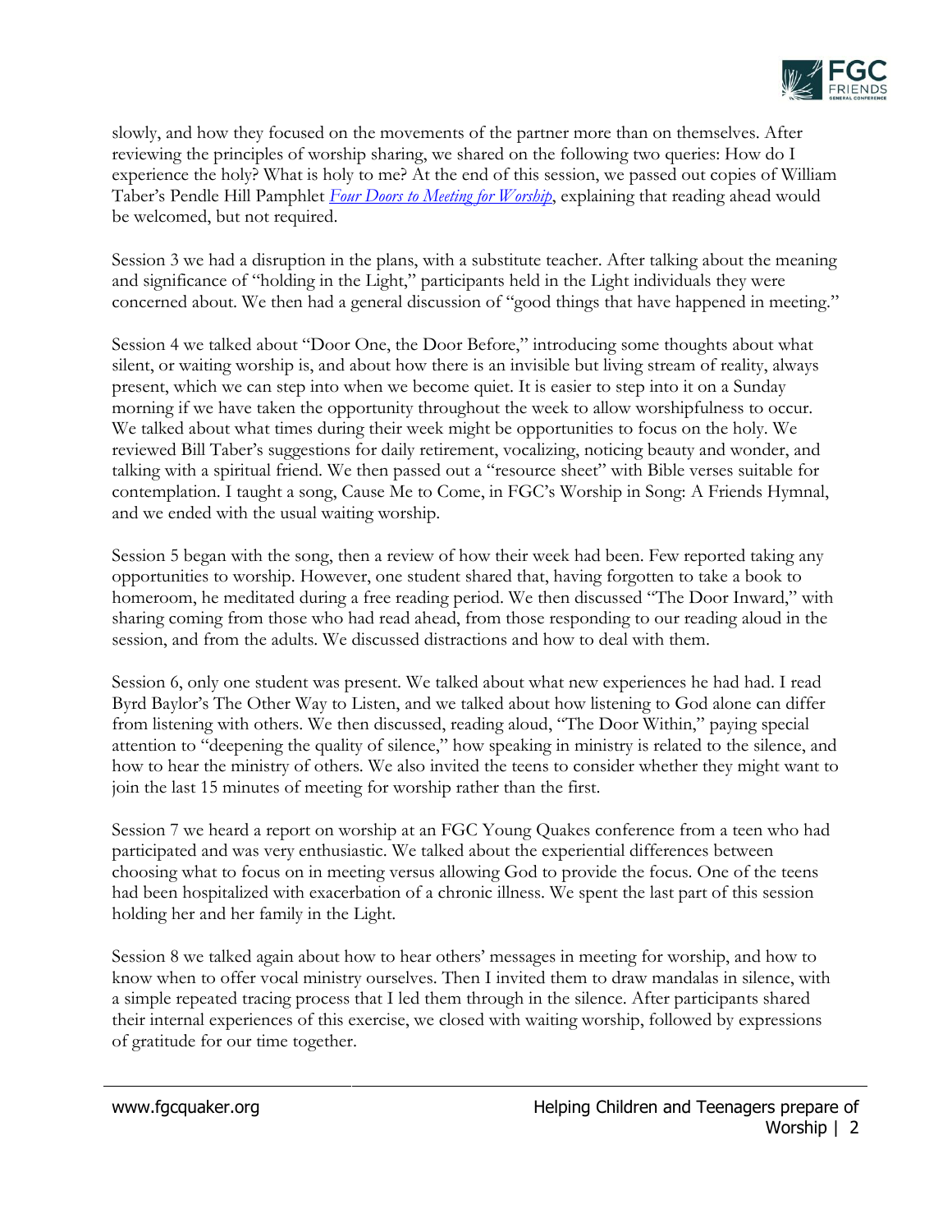slowly, and how they focused on the movements of the partner more than on themselves. After reviewing the principles of worship sharing, we shared on the following two queries: How do I experience the holy? What is holy to me? At the end of this session, we passed out copies of William Taber's Pendle Hill Pamphlet *Four Doors to Meeting for Worship*, explaining that reading ahead would be welcomed, but not required.

Session 3 we had a disruption in the plans, with a substitute teacher. After talking about the meaning and significance of "holding in the Light," participants held in the Light individuals they were concerned about. We then had a general discussion of "good things that have happened in meeting."

Session 4 we talked about "Door One, the Door Before," introducing some thoughts about what silent, or waiting worship is, and about how there is an invisible but living stream of reality, always present, which we can step into when we become quiet. It is easier to step into it on a Sunday morning if we have taken the opportunity throughout the week to allow worshipfulness to occur. We talked about what times during their week might be opportunities to focus on the holy. We reviewed Bill Taber's suggestions for daily retirement, vocalizing, noticing beauty and wonder, and talking with a spiritual friend. We then passed out a "resource sheet" with Bible verses suitable for contemplation. I taught a song, Cause Me to Come, in FGC's Worship in Song: A Friends Hymnal, and we ended with the usual waiting worship.

Session 5 began with the song, then a review of how their week had been. Few reported taking any opportunities to worship. However, one student shared that, having forgotten to take a book to homeroom, he meditated during a free reading period. We then discussed "The Door Inward," with sharing coming from those who had read ahead, from those responding to our reading aloud in the session, and from the adults. We discussed distractions and how to deal with them.

Session 6, only one student was present. We talked about what new experiences he had had. I read Byrd Baylor's The Other Way to Listen, and we talked about how listening to God alone can differ from listening with others. We then discussed, reading aloud, "The Door Within," paying special attention to "deepening the quality of silence," how speaking in ministry is related to the silence, and how to hear the ministry of others. We also invited the teens to consider whether they might want to join the last 15 minutes of meeting for worship rather than the first.

Session 7 we heard a report on worship at an FGC Young Quakes conference from a teen who had participated and was very enthusiastic. We talked about the experiential differences between choosing what to focus on in meeting versus allowing God to provide the focus. One of the teens had been hospitalized with exacerbation of a chronic illness. We spent the last part of this session holding her and her family in the Light.

Session 8 we talked again about how to hear others' messages in meeting for worship, and how to know when to offer vocal ministry ourselves. Then I invited them to draw mandalas in silence, with a simple repeated tracing process that I led them through in the silence. After participants shared their internal experiences of this exercise, we closed with waiting worship, followed by expressions of gratitude for our time together.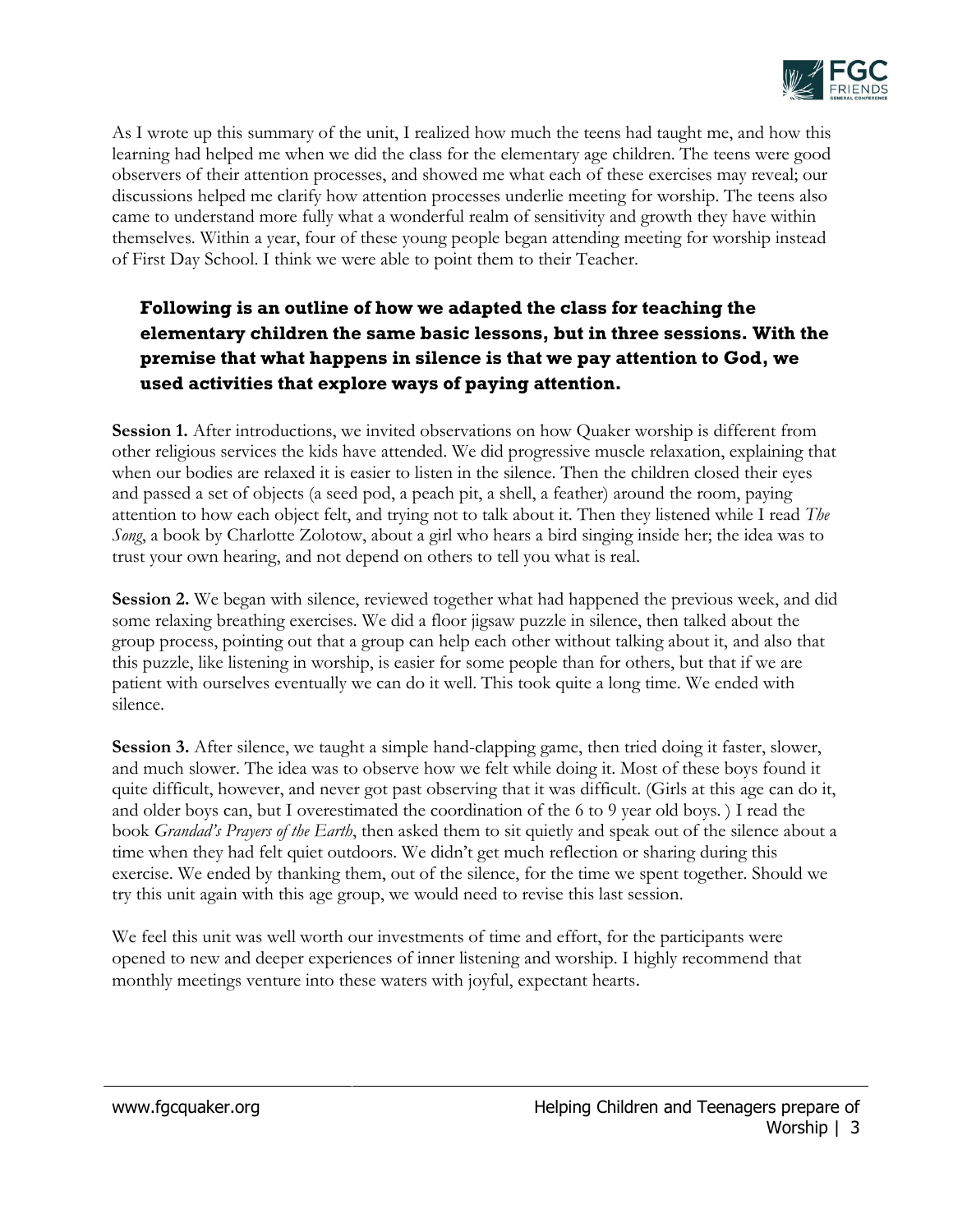As I wrote up this summary of the unit, I realized how much the teens had taught me, and how this learning had helped me when we did the class for the elementary age children. The teens were good observers of their attention processes, and showed me what each of these exercises may reveal; our discussions helped me clarify how attention processes underlie meeting for worship. The teens also came to understand more fully what a wonderful realm of sensitivity and growth they have within themselves. Within a year, four of these young people began attending meeting for worship instead of First Day School. I think we were able to point them to their Teacher.

**Following is an outline of how we adapted the class for teaching the elementary children the same basic lessons, but in three sessions. With the premise that what happens in silence is that we pay attention to God, we used activities that explore ways of paying attention.**

**Session 1.** After introductions, we invited observations on how Quaker worship is different from other religious services the kids have attended. We did progressive muscle relaxation, explaining that when our bodies are relaxed it is easier to listen in the silence. Then the children closed their eyes and passed a set of objects (a seed pod, a peach pit, a shell, a feather) around the room, paying attention to how each object felt, and trying not to talk about it. Then they listened while I read *The Song*, a book by Charlotte Zolotow, about a girl who hears a bird singing inside her; the idea was to trust your own hearing, and not depend on others to tell you what is real.

**Session 2.** We began with silence, reviewed together what had happened the previous week, and did some relaxing breathing exercises. We did a floor jigsaw puzzle in silence, then talked about the group process, pointing out that a group can help each other without talking about it, and also that this puzzle, like listening in worship, is easier for some people than for others, but that if we are patient with ourselves eventually we can do it well. This took quite a long time. We ended with silence.

**Session 3.** After silence, we taught a simple hand-clapping game, then tried doing it faster, slower, and much slower. The idea was to observe how we felt while doing it. Most of these boys found it quite difficult, however, and never got past observing that it was difficult. (Girls at this age can do it, and older boys can, but I overestimated the coordination of the 6 to 9 year old boys. ) I read the book *Grandad's Prayers of the Earth*, then asked them to sit quietly and speak out of the silence about a time when they had felt quiet outdoors. We didn't get much reflection or sharing during this exercise. We ended by thanking them, out of the silence, for the time we spent together. Should we try this unit again with this age group, we would need to revise this last session.

We feel this unit was well worth our investments of time and effort, for the participants were opened to new and deeper experiences of inner listening and worship. I highly recommend that monthly meetings venture into these waters with joyful, expectant hearts.